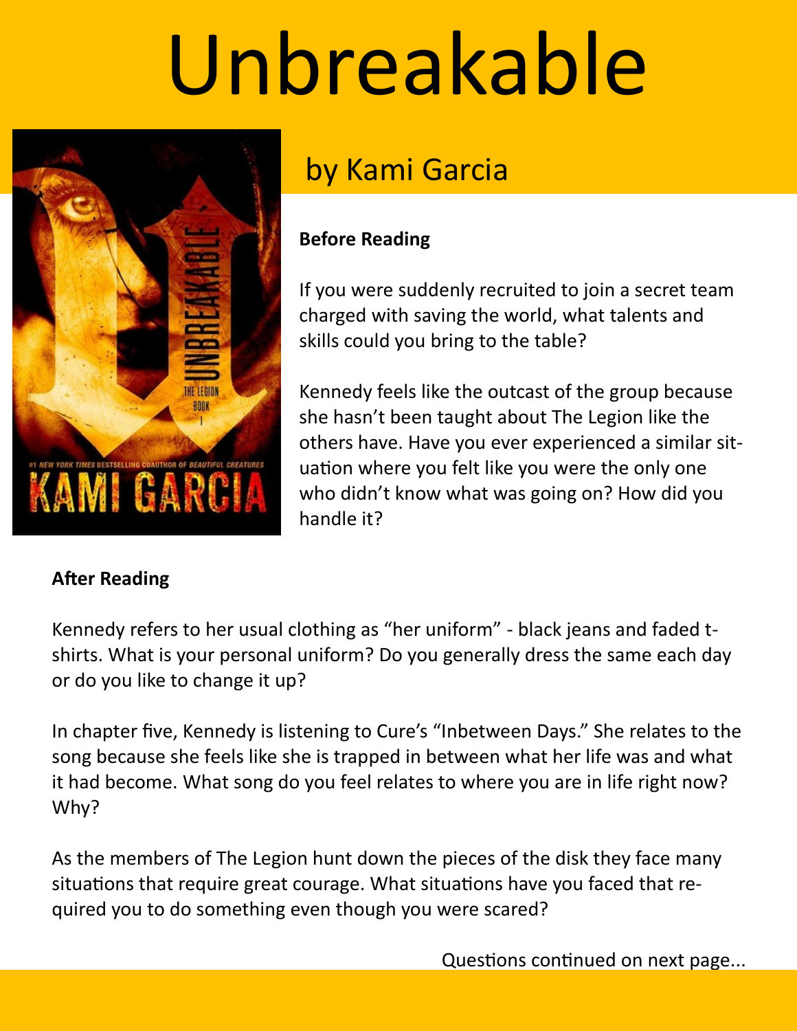# Unbreakable

## by Kami Garcia

**Before Reading**

If you were suddenly recruited to join a secret team charged with saving the world, what talents and skills could you bring to the table?

Kennedy feels like the outcast of the group because she hasn't been taught about The Legion like the others have. Have you ever experienced a similar situation where you felt like you were the only one who didn't know what was going on? How did you handle it?

**After Reading**

Kennedy refers to her usual clothing as "her uniform" - black jeans and faded t-shirts. What is your personal uniform? Do you generally dress the same each day or do you like to change it up?

In chapter five, Kennedy is listening to Cure's "Inbetween Days." She relates to the song because she feels like she is trapped in between what her life was and what it had become. What song do you feel relates to where you are in life right now? Why?

As the members of The Legion hunt down the pieces of the disk they face many situations that require great courage. What situations have you faced that required you to do something even though you were scared?

Questions continued on next page...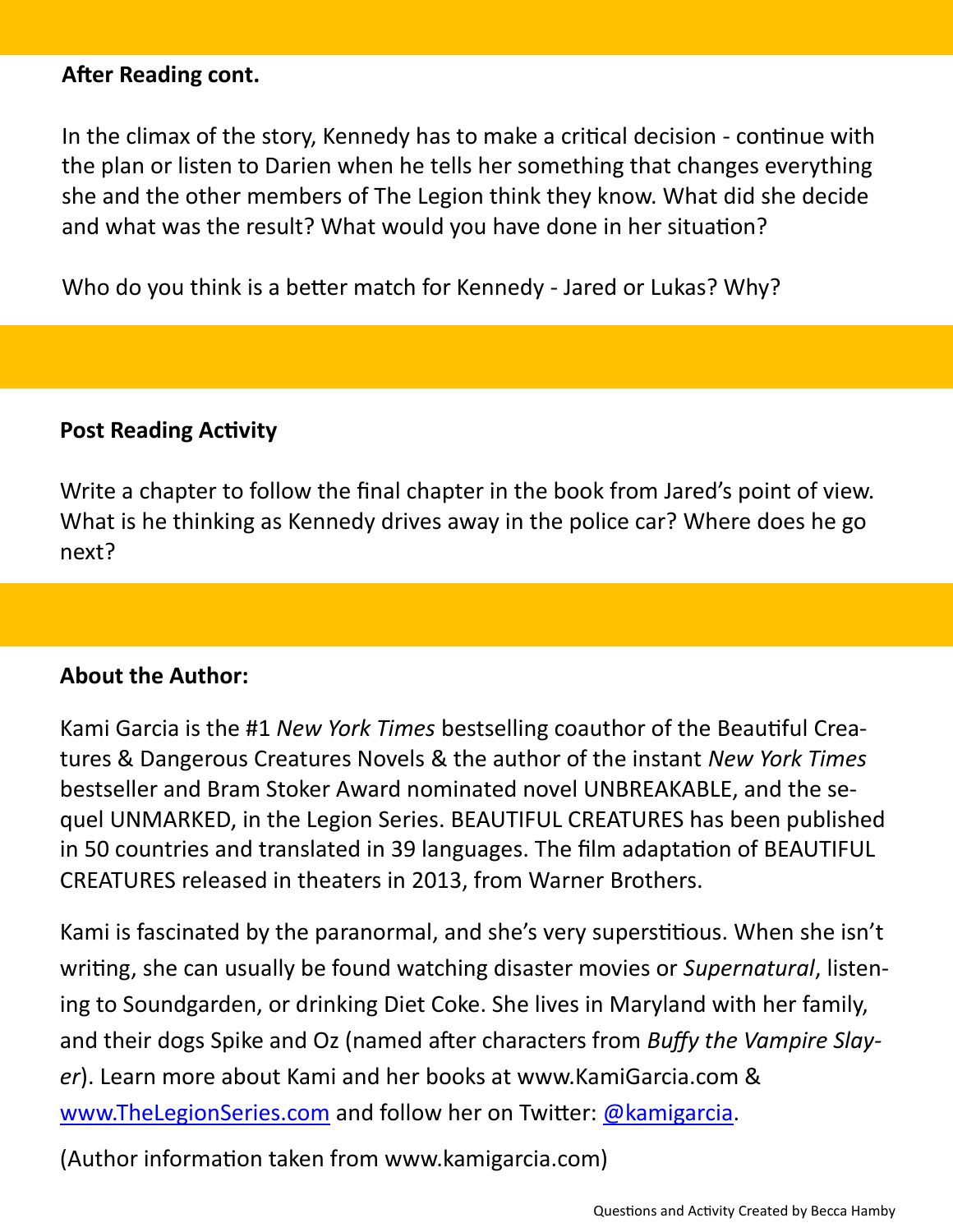**After Reading cont.**

In the climax of the story, Kennedy has to make a critical decision - continue with the plan or listen to Darien when he tells her something that changes everything she and the other members of The Legion think they know. What did she decide and what was the result? What would you have done in her situation?

Who do you think is a better match for Kennedy - Jared or Lukas? Why?

**Post Reading Activity**

Write a chapter to follow the final chapter in the book from Jared's point of view. What is he thinking as Kennedy drives away in the police car? Where does he go next?

**About the Author:**

Kami Garcia is the #1 *New York Times* bestselling coauthor of the Beautiful Creatures & Dangerous Creatures Novels & the author of the instant *New York Times* bestseller and Bram Stoker Award nominated novel UNBREAKABLE, and the sequel UNMARKED, in the Legion Series. BEAUTIFUL CREATURES has been published in 50 countries and translated in 39 languages. The film adaptation of BEAUTIFUL CREATURES released in theaters in 2013, from Warner Brothers.

Kami is fascinated by the paranormal, and she's very superstitious. When she isn't writing, she can usually be found watching disaster movies or *Supernatural*, listening to Soundgarden, or drinking Diet Coke. She lives in Maryland with her family, and their dogs Spike and Oz (named after characters from *Buffy the Vampire Slayer*). Learn more about Kami and her books at www.KamiGarcia.com & [www.TheLegionSeries.com](http://www.TheLegionSeries.com) and follow her on Twitter: [@kamigarcia](https://twitter.com/kamigarcia).

(Author information taken from www.kamigarcia.com)

Questions and Activity Created by Becca Hamby